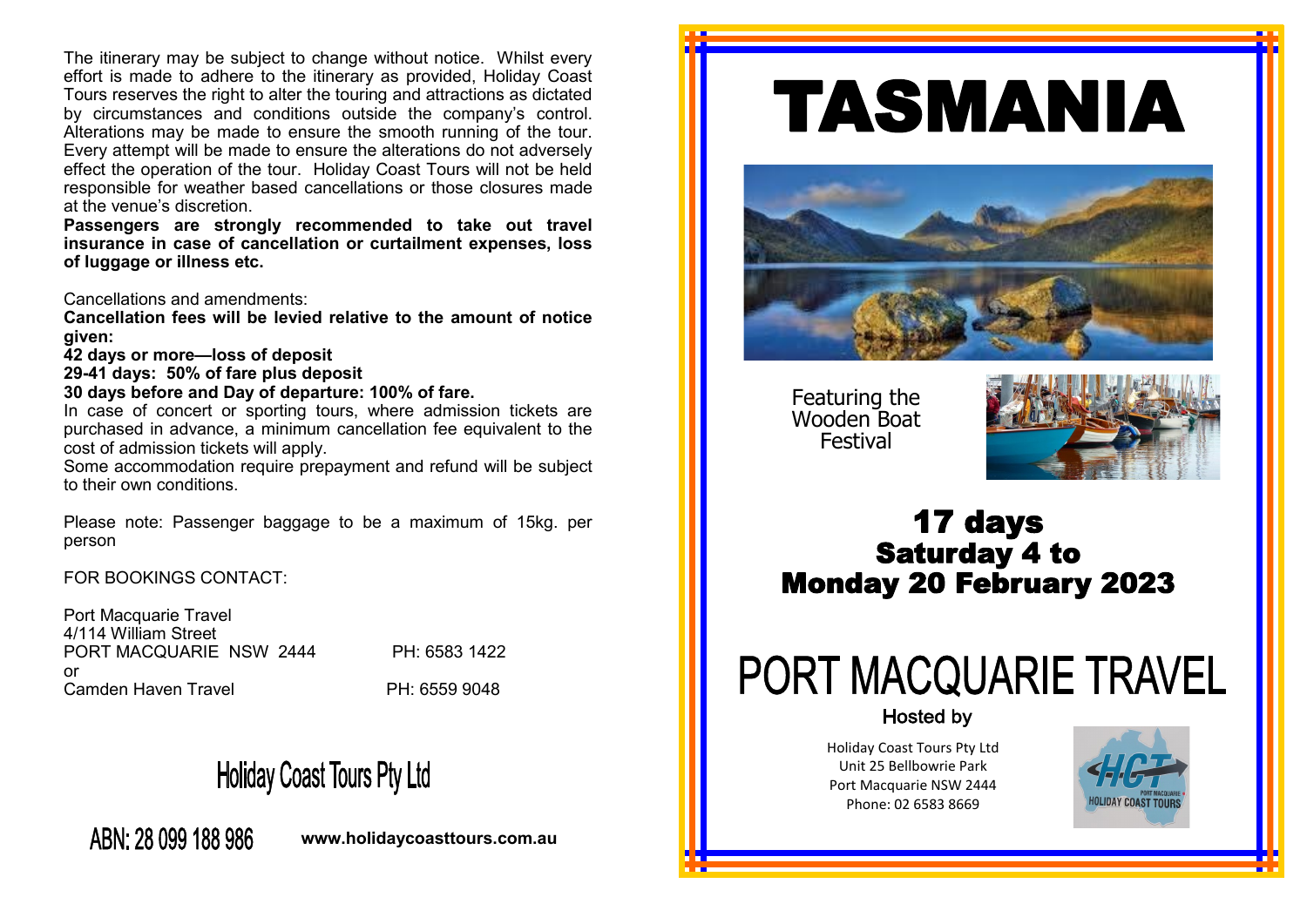The itinerary may be subject to change without notice. Whilst every effort is made to adhere to the itinerary as provided, Holiday Coast Tours reserves the right to alter the touring and attractions as dictated by circumstances and conditions outside the company's control. Alterations may be made to ensure the smooth running of the tour. Every attempt will be made to ensure the alterations do not adversely effect the operation of the tour. Holiday Coast Tours will not be held responsible for weather based cancellations or those closures made at the venue's discretion.

**Passengers are strongly recommended to take out travel insurance in case of cancellation or curtailment expenses, loss of luggage or illness etc.**

Cancellations and amendments:

**Cancellation fees will be levied relative to the amount of notice given:**

**42 days or more—loss of deposit**

**29-41 days: 50% of fare plus deposit**

**30 days before and Day of departure: 100% of fare.**

In case of concert or sporting tours, where admission tickets are purchased in advance, a minimum cancellation fee equivalent to the cost of admission tickets will apply.

Some accommodation require prepayment and refund will be subject to their own conditions.

Please note: Passenger baggage to be a maximum of 15kg. per person

FOR BOOKINGS CONTACT:

Port Macquarie Travel
4/114 William Street
PORT MACQUARIE NSW 2444 PH: 6583 1422
or
Camden Haven Travel PH: 6559 9048

Holiday Coast Tours Pty Ltd

ABN: 28 099 188 986 **www.holidaycoasttours.com.au**

# TASMANIA

Featuring the Wooden Boat Festival

## 17 days
## Saturday 4 to Monday 20 February 2023

# PORT MACQUARIE TRAVEL

Hosted by

Holiday Coast Tours Pty Ltd
Unit 25 Bellbowrie Park
Port Macquarie NSW 2444
Phone: 02 6583 8669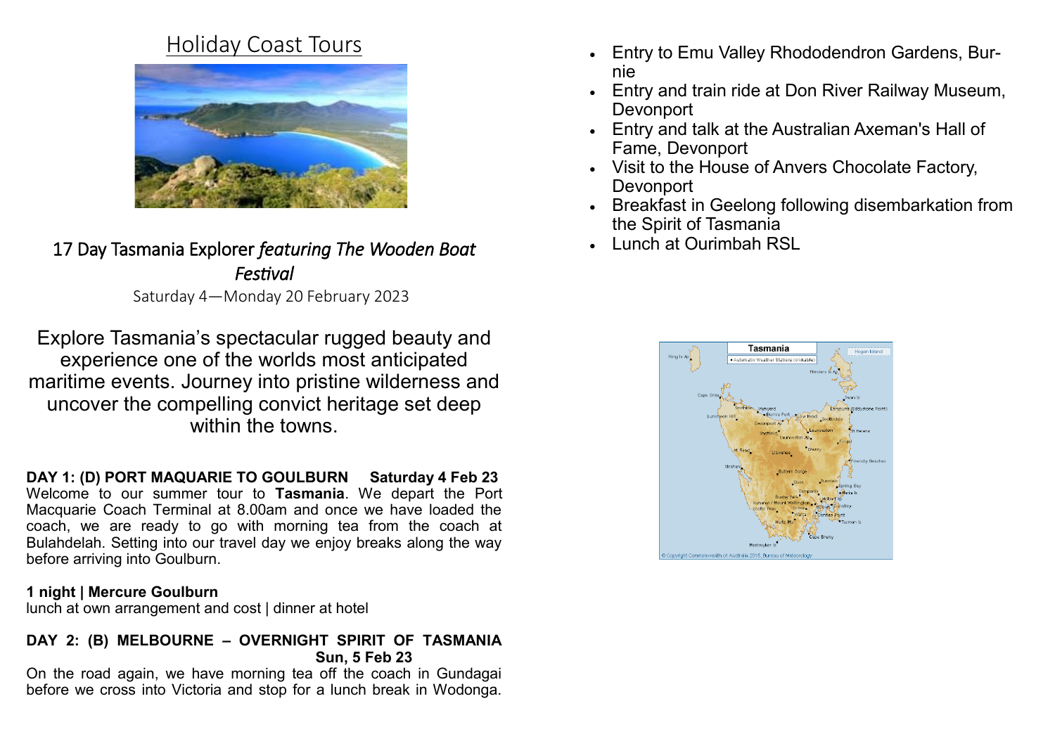# Holiday Coast Tours

## 17 Day Tasmania Explorer *featuring The Wooden Boat Festival*

Saturday 4—Monday 20 February 2023

Explore Tasmania's spectacular rugged beauty and experience one of the worlds most anticipated maritime events. Journey into pristine wilderness and uncover the compelling convict heritage set deep within the towns.

**DAY 1: (D) PORT MAQUARIE TO GOULBURN     Saturday 4 Feb 23**

Welcome to our summer tour to **Tasmania**. We depart the Port Macquarie Coach Terminal at 8.00am and once we have loaded the coach, we are ready to go with morning tea from the coach at Bulahdelah. Setting into our travel day we enjoy breaks along the way before arriving into Goulburn.

**1 night | Mercure Goulburn**

lunch at own arrangement and cost | dinner at hotel

**DAY 2: (B) MELBOURNE – OVERNIGHT SPIRIT OF TASMANIA     Sun, 5 Feb 23**

On the road again, we have morning tea off the coach in Gundagai before we cross into Victoria and stop for a lunch break in Wodonga.

- Entry to Emu Valley Rhododendron Gardens, Burnie
- Entry and train ride at Don River Railway Museum, Devonport
- Entry and talk at the Australian Axeman's Hall of Fame, Devonport
- Visit to the House of Anvers Chocolate Factory, Devonport
- Breakfast in Geelong following disembarkation from the Spirit of Tasmania
- Lunch at Ourimbah RSL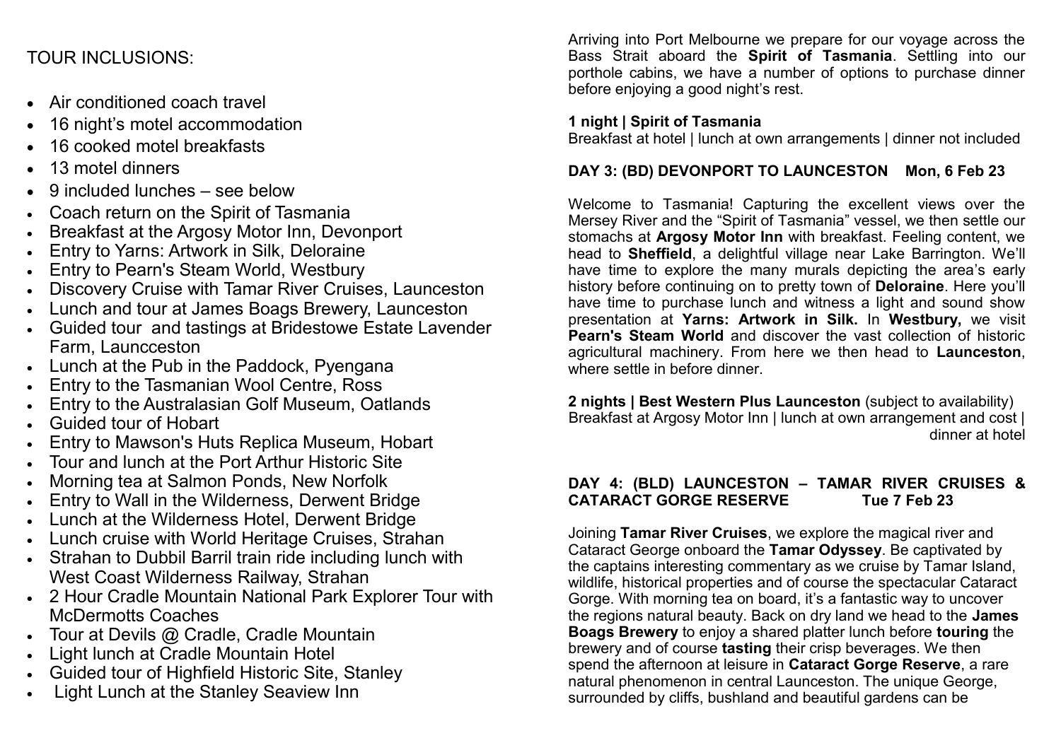TOUR INCLUSIONS:

- Air conditioned coach travel
- 16 night's motel accommodation
- 16 cooked motel breakfasts
- 13 motel dinners
- 9 included lunches – see below
- Coach return on the Spirit of Tasmania
- Breakfast at the Argosy Motor Inn, Devonport
- Entry to Yarns: Artwork in Silk, Deloraine
- Entry to Pearn's Steam World, Westbury
- Discovery Cruise with Tamar River Cruises, Launceston
- Lunch and tour at James Boags Brewery, Launceston
- Guided tour and tastings at Bridestowe Estate Lavender Farm, Launcceston
- Lunch at the Pub in the Paddock, Pyengana
- Entry to the Tasmanian Wool Centre, Ross
- Entry to the Australasian Golf Museum, Oatlands
- Guided tour of Hobart
- Entry to Mawson's Huts Replica Museum, Hobart
- Tour and lunch at the Port Arthur Historic Site
- Morning tea at Salmon Ponds, New Norfolk
- Entry to Wall in the Wilderness, Derwent Bridge
- Lunch at the Wilderness Hotel, Derwent Bridge
- Lunch cruise with World Heritage Cruises, Strahan
- Strahan to Dubbil Barril train ride including lunch with West Coast Wilderness Railway, Strahan
- 2 Hour Cradle Mountain National Park Explorer Tour with McDermotts Coaches
- Tour at Devils @ Cradle, Cradle Mountain
- Light lunch at Cradle Mountain Hotel
- Guided tour of Highfield Historic Site, Stanley
- Light Lunch at the Stanley Seaview Inn

Arriving into Port Melbourne we prepare for our voyage across the Bass Strait aboard the **Spirit of Tasmania**. Settling into our porthole cabins, we have a number of options to purchase dinner before enjoying a good night's rest.

**1 night | Spirit of Tasmania**
Breakfast at hotel | lunch at own arrangements | dinner not included

**DAY 3: (BD) DEVONPORT TO LAUNCESTON Mon, 6 Feb 23**

Welcome to Tasmania! Capturing the excellent views over the Mersey River and the "Spirit of Tasmania" vessel, we then settle our stomachs at **Argosy Motor Inn** with breakfast. Feeling content, we head to **Sheffield**, a delightful village near Lake Barrington. We'll have time to explore the many murals depicting the area's early history before continuing on to pretty town of **Deloraine**. Here you'll have time to purchase lunch and witness a light and sound show presentation at **Yarns: Artwork in Silk.** In **Westbury,** we visit **Pearn's Steam World** and discover the vast collection of historic agricultural machinery. From here we then head to **Launceston**, where settle in before dinner.

**2 nights | Best Western Plus Launceston** (subject to availability)
Breakfast at Argosy Motor Inn | lunch at own arrangement and cost | dinner at hotel

**DAY 4: (BLD) LAUNCESTON – TAMAR RIVER CRUISES & CATARACT GORGE RESERVE Tue 7 Feb 23**

Joining **Tamar River Cruises**, we explore the magical river and Cataract George onboard the **Tamar Odyssey**. Be captivated by the captains interesting commentary as we cruise by Tamar Island, wildlife, historical properties and of course the spectacular Cataract Gorge. With morning tea on board, it's a fantastic way to uncover the regions natural beauty. Back on dry land we head to the **James Boags Brewery** to enjoy a shared platter lunch before **touring** the brewery and of course **tasting** their crisp beverages. We then spend the afternoon at leisure in **Cataract Gorge Reserve**, a rare natural phenomenon in central Launceston. The unique George, surrounded by cliffs, bushland and beautiful gardens can be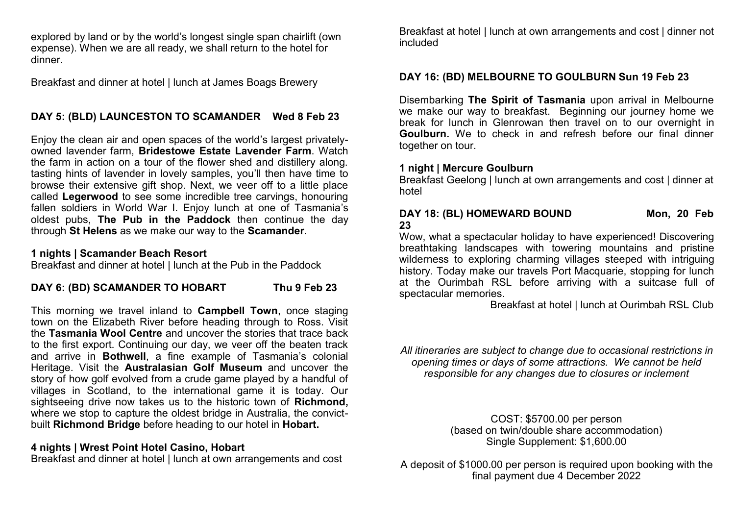explored by land or by the world's longest single span chairlift (own expense). When we are all ready, we shall return to the hotel for dinner.

Breakfast and dinner at hotel | lunch at James Boags Brewery

### DAY 5: (BLD) LAUNCESTON TO SCAMANDER Wed 8 Feb 23

Enjoy the clean air and open spaces of the world's largest privately-owned lavender farm, **Bridestowe Estate Lavender Farm**. Watch the farm in action on a tour of the flower shed and distillery along. tasting hints of lavender in lovely samples, you'll then have time to browse their extensive gift shop. Next, we veer off to a little place called **Legerwood** to see some incredible tree carvings, honouring fallen soldiers in World War I. Enjoy lunch at one of Tasmania's oldest pubs, **The Pub in the Paddock** then continue the day through **St Helens** as we make our way to the **Scamander.**

**1 nights | Scamander Beach Resort**
Breakfast and dinner at hotel | lunch at the Pub in the Paddock

### DAY 6: (BD) SCAMANDER TO HOBART Thu 9 Feb 23

This morning we travel inland to **Campbell Town**, once staging town on the Elizabeth River before heading through to Ross. Visit the **Tasmania Wool Centre** and uncover the stories that trace back to the first export. Continuing our day, we veer off the beaten track and arrive in **Bothwell**, a fine example of Tasmania's colonial Heritage. Visit the **Australasian Golf Museum** and uncover the story of how golf evolved from a crude game played by a handful of villages in Scotland, to the international game it is today. Our sightseeing drive now takes us to the historic town of **Richmond,** where we stop to capture the oldest bridge in Australia, the convict-built **Richmond Bridge** before heading to our hotel in **Hobart.**

**4 nights | Wrest Point Hotel Casino, Hobart**
Breakfast and dinner at hotel | lunch at own arrangements and cost

Breakfast at hotel | lunch at own arrangements and cost | dinner not included

### DAY 16: (BD) MELBOURNE TO GOULBURN Sun 19 Feb 23

Disembarking **The Spirit of Tasmania** upon arrival in Melbourne we make our way to breakfast. Beginning our journey home we break for lunch in Glenrowan then travel on to our overnight in **Goulburn.** We to check in and refresh before our final dinner together on tour.

**1 night | Mercure Goulburn**
Breakfast Geelong | lunch at own arrangements and cost | dinner at hotel

### DAY 18: (BL) HOMEWARD BOUND Mon, 20 Feb 23

Wow, what a spectacular holiday to have experienced! Discovering breathtaking landscapes with towering mountains and pristine wilderness to exploring charming villages steeped with intriguing history. Today make our travels Port Macquarie, stopping for lunch at the Ourimbah RSL before arriving with a suitcase full of spectacular memories.

Breakfast at hotel | lunch at Ourimbah RSL Club

*All itineraries are subject to change due to occasional restrictions in opening times or days of some attractions. We cannot be held responsible for any changes due to closures or inclement*

COST: $5700.00 per person
(based on twin/double share accommodation)
Single Supplement: $1,600.00

A deposit of $1000.00 per person is required upon booking with the final payment due 4 December 2022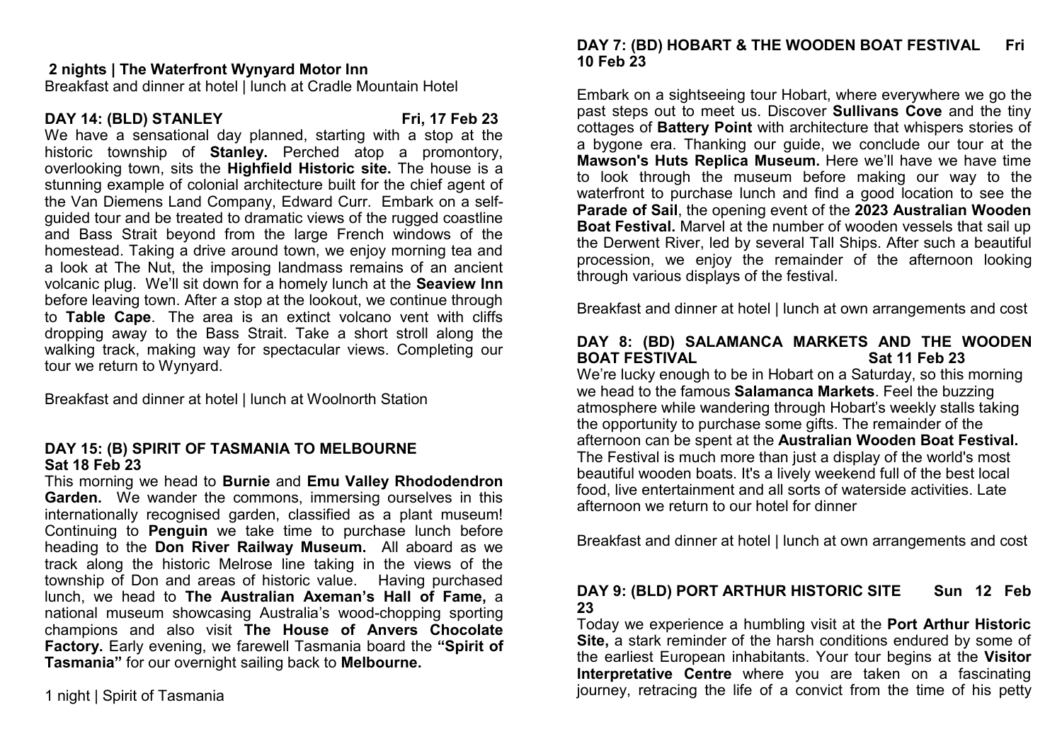**2 nights | The Waterfront Wynyard Motor Inn**
Breakfast and dinner at hotel | lunch at Cradle Mountain Hotel

### DAY 14: (BLD) STANLEY — Fri, 17 Feb 23

We have a sensational day planned, starting with a stop at the historic township of **Stanley.** Perched atop a promontory, overlooking town, sits the **Highfield Historic site.** The house is a stunning example of colonial architecture built for the chief agent of the Van Diemens Land Company, Edward Curr. Embark on a self-guided tour and be treated to dramatic views of the rugged coastline and Bass Strait beyond from the large French windows of the homestead. Taking a drive around town, we enjoy morning tea and a look at The Nut, the imposing landmass remains of an ancient volcanic plug. We'll sit down for a homely lunch at the **Seaview Inn** before leaving town. After a stop at the lookout, we continue through to **Table Cape**. The area is an extinct volcano vent with cliffs dropping away to the Bass Strait. Take a short stroll along the walking track, making way for spectacular views. Completing our tour we return to Wynyard.

Breakfast and dinner at hotel | lunch at Woolnorth Station

### DAY 15: (B) SPIRIT OF TASMANIA TO MELBOURNE Sat 18 Feb 23

This morning we head to **Burnie** and **Emu Valley Rhododendron Garden.** We wander the commons, immersing ourselves in this internationally recognised garden, classified as a plant museum! Continuing to **Penguin** we take time to purchase lunch before heading to the **Don River Railway Museum.** All aboard as we track along the historic Melrose line taking in the views of the township of Don and areas of historic value. Having purchased lunch, we head to **The Australian Axeman's Hall of Fame,** a national museum showcasing Australia's wood-chopping sporting champions and also visit **The House of Anvers Chocolate Factory.** Early evening, we farewell Tasmania board the **"Spirit of Tasmania"** for our overnight sailing back to **Melbourne.**

1 night | Spirit of Tasmania

### DAY 7: (BD) HOBART & THE WOODEN BOAT FESTIVAL Fri 10 Feb 23

Embark on a sightseeing tour Hobart, where everywhere we go the past steps out to meet us. Discover **Sullivans Cove** and the tiny cottages of **Battery Point** with architecture that whispers stories of a bygone era. Thanking our guide, we conclude our tour at the **Mawson's Huts Replica Museum.** Here we'll have we have time to look through the museum before making our way to the waterfront to purchase lunch and find a good location to see the **Parade of Sail**, the opening event of the **2023 Australian Wooden Boat Festival.** Marvel at the number of wooden vessels that sail up the Derwent River, led by several Tall Ships. After such a beautiful procession, we enjoy the remainder of the afternoon looking through various displays of the festival.

Breakfast and dinner at hotel | lunch at own arrangements and cost

### DAY 8: (BD) SALAMANCA MARKETS AND THE WOODEN BOAT FESTIVAL Sat 11 Feb 23

We're lucky enough to be in Hobart on a Saturday, so this morning we head to the famous **Salamanca Markets**. Feel the buzzing atmosphere while wandering through Hobart's weekly stalls taking the opportunity to purchase some gifts. The remainder of the afternoon can be spent at the **Australian Wooden Boat Festival.** The Festival is much more than just a display of the world's most beautiful wooden boats. It's a lively weekend full of the best local food, live entertainment and all sorts of waterside activities. Late afternoon we return to our hotel for dinner

Breakfast and dinner at hotel | lunch at own arrangements and cost

### DAY 9: (BLD) PORT ARTHUR HISTORIC SITE Sun 12 Feb 23

Today we experience a humbling visit at the **Port Arthur Historic Site,** a stark reminder of the harsh conditions endured by some of the earliest European inhabitants. Your tour begins at the **Visitor Interpretative Centre** where you are taken on a fascinating journey, retracing the life of a convict from the time of his petty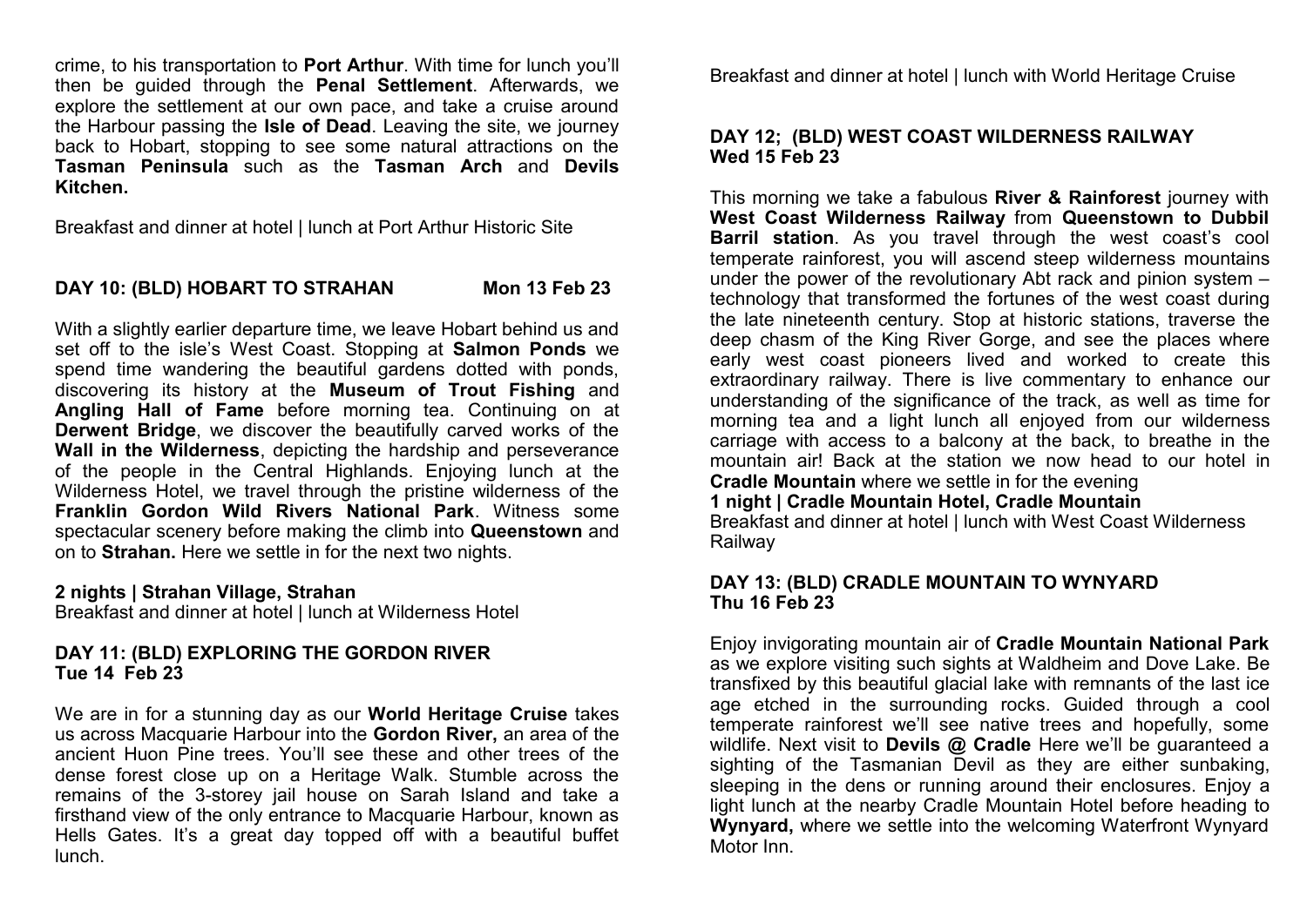crime, to his transportation to **Port Arthur**. With time for lunch you'll then be guided through the **Penal Settlement**. Afterwards, we explore the settlement at our own pace, and take a cruise around the Harbour passing the **Isle of Dead**. Leaving the site, we journey back to Hobart, stopping to see some natural attractions on the **Tasman Peninsula** such as the **Tasman Arch** and **Devils Kitchen.**

Breakfast and dinner at hotel | lunch at Port Arthur Historic Site

## DAY 10: (BLD) HOBART TO STRAHAN Mon 13 Feb 23

With a slightly earlier departure time, we leave Hobart behind us and set off to the isle's West Coast. Stopping at **Salmon Ponds** we spend time wandering the beautiful gardens dotted with ponds, discovering its history at the **Museum of Trout Fishing** and **Angling Hall of Fame** before morning tea. Continuing on at **Derwent Bridge**, we discover the beautifully carved works of the **Wall in the Wilderness**, depicting the hardship and perseverance of the people in the Central Highlands. Enjoying lunch at the Wilderness Hotel, we travel through the pristine wilderness of the **Franklin Gordon Wild Rivers National Park**. Witness some spectacular scenery before making the climb into **Queenstown** and on to **Strahan.** Here we settle in for the next two nights.

**2 nights | Strahan Village, Strahan**
Breakfast and dinner at hotel | lunch at Wilderness Hotel

## DAY 11: (BLD) EXPLORING THE GORDON RIVER
**Tue 14 Feb 23**

We are in for a stunning day as our **World Heritage Cruise** takes us across Macquarie Harbour into the **Gordon River,** an area of the ancient Huon Pine trees. You'll see these and other trees of the dense forest close up on a Heritage Walk. Stumble across the remains of the 3-storey jail house on Sarah Island and take a firsthand view of the only entrance to Macquarie Harbour, known as Hells Gates. It's a great day topped off with a beautiful buffet lunch.

Breakfast and dinner at hotel | lunch with World Heritage Cruise

## DAY 12; (BLD) WEST COAST WILDERNESS RAILWAY
**Wed 15 Feb 23**

This morning we take a fabulous **River & Rainforest** journey with **West Coast Wilderness Railway** from **Queenstown to Dubbil Barril station**. As you travel through the west coast's cool temperate rainforest, you will ascend steep wilderness mountains under the power of the revolutionary Abt rack and pinion system – technology that transformed the fortunes of the west coast during the late nineteenth century. Stop at historic stations, traverse the deep chasm of the King River Gorge, and see the places where early west coast pioneers lived and worked to create this extraordinary railway. There is live commentary to enhance our understanding of the significance of the track, as well as time for morning tea and a light lunch all enjoyed from our wilderness carriage with access to a balcony at the back, to breathe in the mountain air! Back at the station we now head to our hotel in **Cradle Mountain** where we settle in for the evening

**1 night | Cradle Mountain Hotel, Cradle Mountain**
Breakfast and dinner at hotel | lunch with West Coast Wilderness Railway

## DAY 13: (BLD) CRADLE MOUNTAIN TO WYNYARD
**Thu 16 Feb 23**

Enjoy invigorating mountain air of **Cradle Mountain National Park** as we explore visiting such sights at Waldheim and Dove Lake. Be transfixed by this beautiful glacial lake with remnants of the last ice age etched in the surrounding rocks. Guided through a cool temperate rainforest we'll see native trees and hopefully, some wildlife. Next visit to **Devils @ Cradle** Here we'll be guaranteed a sighting of the Tasmanian Devil as they are either sunbaking, sleeping in the dens or running around their enclosures. Enjoy a light lunch at the nearby Cradle Mountain Hotel before heading to **Wynyard,** where we settle into the welcoming Waterfront Wynyard Motor Inn.